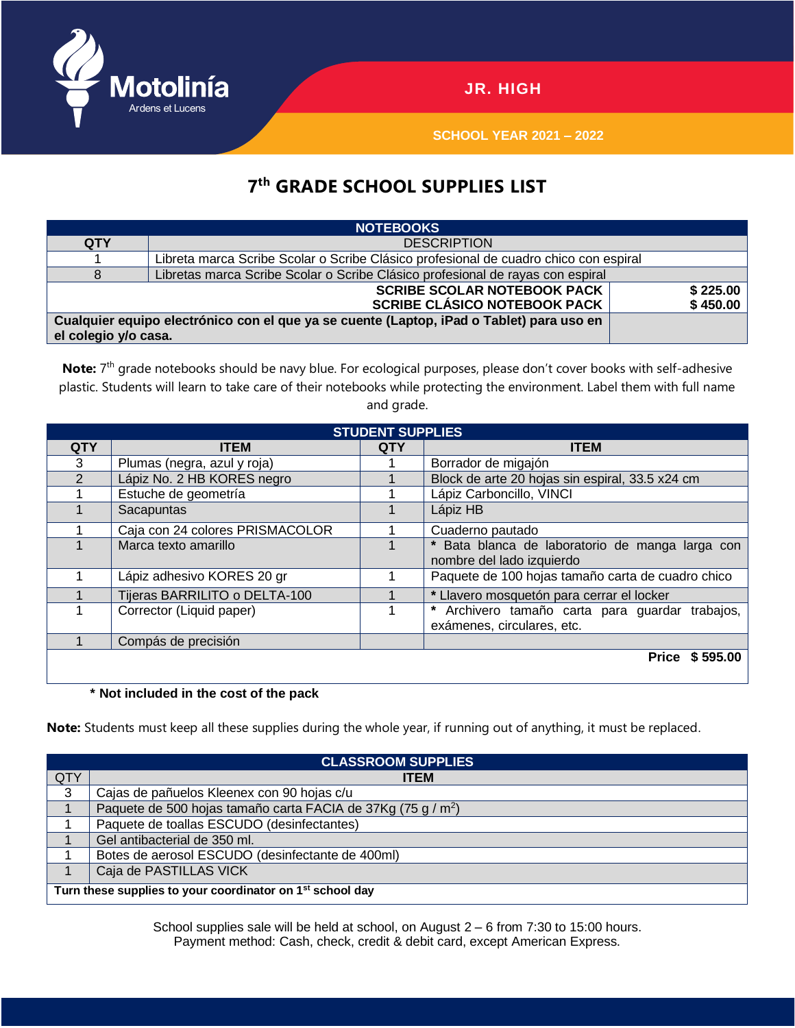**Motolinía**
Ardens et Lucens

JR. HIGH

SCHOOL YEAR 2021 – 2022

# 7th GRADE SCHOOL SUPPLIES LIST

| NOTEBOOKS | | |
|---|---|---|
| **QTY** | **DESCRIPTION** | |
| 1 | Libreta marca Scribe Scolar o Scribe Clásico profesional de cuadro chico con espiral | |
| 8 | Libretas marca Scribe Scolar o Scribe Clásico profesional de rayas con espiral | |
| | **SCRIBE SCOLAR NOTEBOOK PACK** | **$ 225.00** |
| | **SCRIBE CLÁSICO NOTEBOOK PACK** | **$ 450.00** |
| **Cualquier equipo electrónico con el que ya se cuente (Laptop, iPad o Tablet) para uso en el colegio y/o casa.** | | |

**Note:** 7th grade notebooks should be navy blue. For ecological purposes, please don't cover books with self-adhesive plastic. Students will learn to take care of their notebooks while protecting the environment. Label them with full name and grade.

| STUDENT SUPPLIES | | | |
|---|---|---|---|
| **QTY** | **ITEM** | **QTY** | **ITEM** |
| 3 | Plumas (negra, azul y roja) | 1 | Borrador de migajón |
| 2 | Lápiz No. 2 HB KORES negro | 1 | Block de arte 20 hojas sin espiral, 33.5 x24 cm |
| 1 | Estuche de geometría | 1 | Lápiz Carboncillo, VINCI |
| 1 | Sacapuntas | 1 | Lápiz HB |
| 1 | Caja con 24 colores PRISMACOLOR | 1 | Cuaderno pautado |
| 1 | Marca texto amarillo | 1 | * Bata blanca de laboratorio de manga larga con nombre del lado izquierdo |
| 1 | Lápiz adhesivo KORES 20 gr | 1 | Paquete de 100 hojas tamaño carta de cuadro chico |
| 1 | Tijeras BARRILITO o DELTA-100 | 1 | * Llavero mosquetón para cerrar el locker |
| 1 | Corrector (Liquid paper) | 1 | * Archivero tamaño carta para guardar trabajos, exámenes, circulares, etc. |
| 1 | Compás de precisión | | |
| | | | **Price $ 595.00** |

**\* Not included in the cost of the pack**

**Note:** Students must keep all these supplies during the whole year, if running out of anything, it must be replaced.

| CLASSROOM SUPPLIES | |
|---|---|
| QTY | **ITEM** |
| 3 | Cajas de pañuelos Kleenex con 90 hojas c/u |
| 1 | Paquete de 500 hojas tamaño carta FACIA de 37Kg (75 g / $m^2$) |
| 1 | Paquete de toallas ESCUDO (desinfectantes) |
| 1 | Gel antibacterial de 350 ml. |
| 1 | Botes de aerosol ESCUDO (desinfectante de 400ml) |
| 1 | Caja de PASTILLAS VICK |
| **Turn these supplies to your coordinator on 1st school day** | |

School supplies sale will be held at school, on August 2 – 6 from 7:30 to 15:00 hours.
Payment method: Cash, check, credit & debit card, except American Express.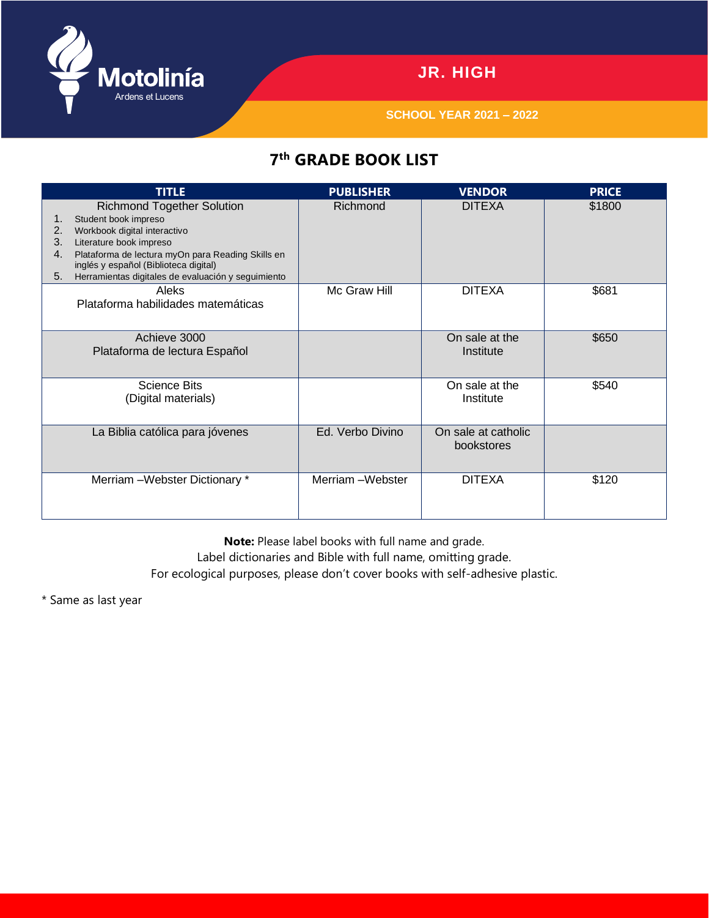Motolinía

Ardens et Lucens

JR. HIGH

SCHOOL YEAR 2021 – 2022

# 7th GRADE BOOK LIST

| TITLE | PUBLISHER | VENDOR | PRICE |
|---|---|---|---|
| Richmond Together Solution<br>1. Student book impreso<br>2. Workbook digital interactivo<br>3. Literature book impreso<br>4. Plataforma de lectura myOn para Reading Skills en inglés y español (Biblioteca digital)<br>5. Herramientas digitales de evaluación y seguimiento | Richmond | DITEXA | $1800 |
| Aleks<br>Plataforma habilidades matemáticas | Mc Graw Hill | DITEXA | $681 |
| Achieve 3000<br>Plataforma de lectura Español | | On sale at the Institute | $650 |
| Science Bits<br>(Digital materials) | | On sale at the Institute | $540 |
| La Biblia católica para jóvenes | Ed. Verbo Divino | On sale at catholic bookstores | |
| Merriam –Webster Dictionary * | Merriam –Webster | DITEXA | $120 |

**Note:** Please label books with full name and grade.
Label dictionaries and Bible with full name, omitting grade.
For ecological purposes, please don't cover books with self-adhesive plastic.

* Same as last year